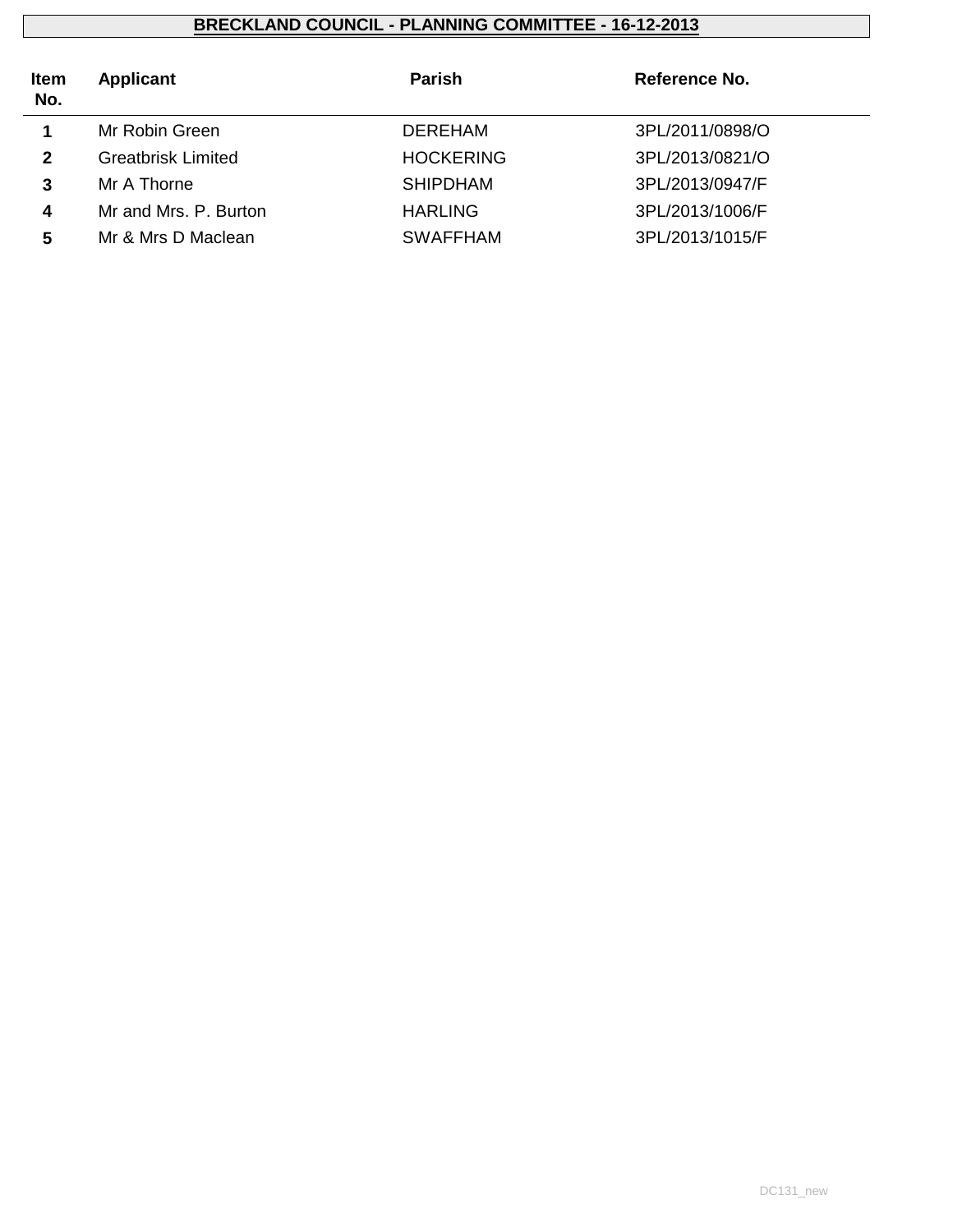# BRECKLAND COUNCIL - PLANNING COMMITTEE - 16-12-2013

| Item No. | Applicant | Parish | Reference No. |
|---|---|---|---|
| 1 | Mr Robin Green | DEREHAM | 3PL/2011/0898/O |
| 2 | Greatbrisk Limited | HOCKERING | 3PL/2013/0821/O |
| 3 | Mr A Thorne | SHIPDHAM | 3PL/2013/0947/F |
| 4 | Mr and Mrs. P. Burton | HARLING | 3PL/2013/1006/F |
| 5 | Mr & Mrs D Maclean | SWAFFHAM | 3PL/2013/1015/F |

DC131_new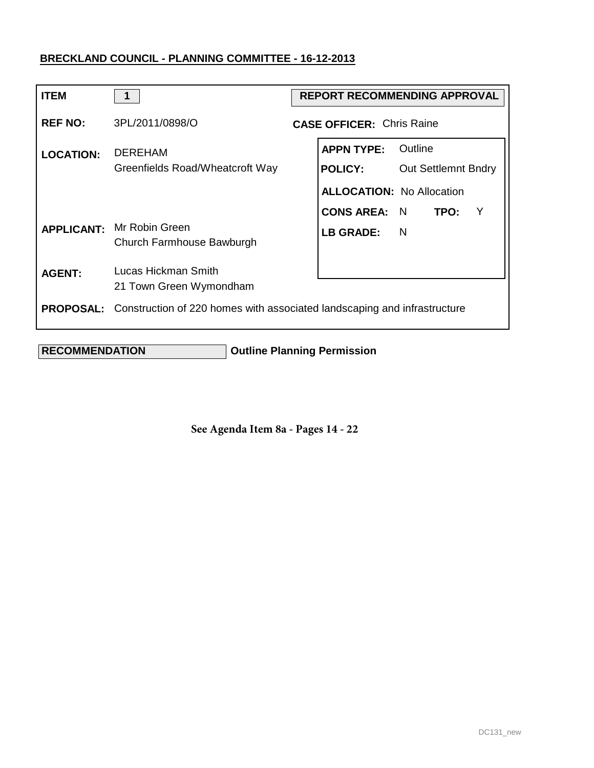**BRECKLAND COUNCIL - PLANNING COMMITTEE - 16-12-2013**

| | | | |
|---|---|---|---|
| **ITEM** | 1 | **REPORT RECOMMENDING APPROVAL** | |
| **REF NO:** | 3PL/2011/0898/O | **CASE OFFICER:** Chris Raine | |
| **LOCATION:** | DEREHAM<br>Greenfields Road/Wheatcroft Way | **APPN TYPE:** | Outline |
| | | **POLICY:** | Out Settlemnt Bndry |
| | | **ALLOCATION:** | No Allocation |
| | | **CONS AREA:** N | **TPO:** Y |
| **APPLICANT:** | Mr Robin Green<br>Church Farmhouse Bawburgh | **LB GRADE:** | N |
| **AGENT:** | Lucas Hickman Smith<br>21 Town Green Wymondham | | |
| **PROPOSAL:** | Construction of 220 homes with associated landscaping and infrastructure | | |

**RECOMMENDATION** **Outline Planning Permission**

**See Agenda Item 8a - Pages 14 - 22**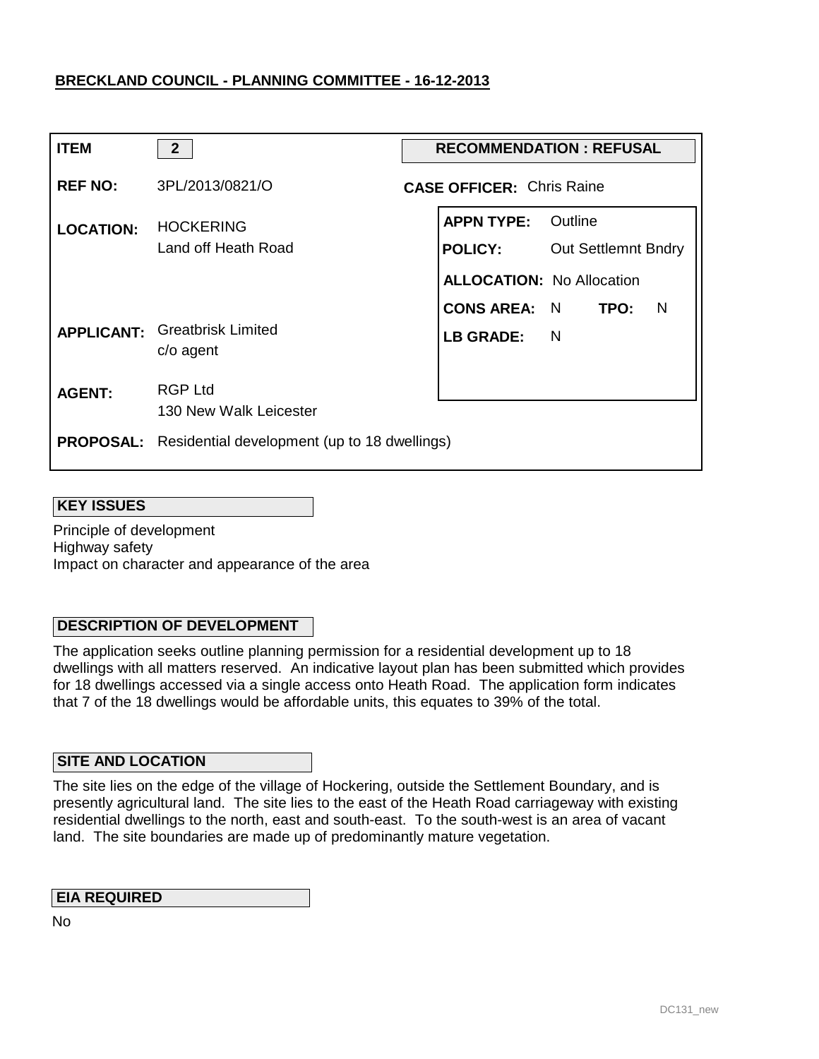**BRECKLAND COUNCIL - PLANNING COMMITTEE - 16-12-2013**

| | | | |
|---|---|---|---|
| **ITEM** | 2 | **RECOMMENDATION : REFUSAL** | |
| **REF NO:** | 3PL/2013/0821/O | **CASE OFFICER:** Chris Raine | |
| **LOCATION:** | HOCKERING<br>Land off Heath Road | **APPN TYPE:** | Outline |
| | | **POLICY:** | Out Settlemnt Bndry |
| | | **ALLOCATION:** | No Allocation |
| | | **CONS AREA:** N | **TPO:** N |
| **APPLICANT:** | Greatbrisk Limited<br>c/o agent | **LB GRADE:** | N |
| **AGENT:** | RGP Ltd<br>130 New Walk Leicester | | |
| **PROPOSAL:** | Residential development (up to 18 dwellings) | | |

## KEY ISSUES

Principle of development
Highway safety
Impact on character and appearance of the area

## DESCRIPTION OF DEVELOPMENT

The application seeks outline planning permission for a residential development up to 18 dwellings with all matters reserved. An indicative layout plan has been submitted which provides for 18 dwellings accessed via a single access onto Heath Road. The application form indicates that 7 of the 18 dwellings would be affordable units, this equates to 39% of the total.

## SITE AND LOCATION

The site lies on the edge of the village of Hockering, outside the Settlement Boundary, and is presently agricultural land. The site lies to the east of the Heath Road carriageway with existing residential dwellings to the north, east and south-east. To the south-west is an area of vacant land. The site boundaries are made up of predominantly mature vegetation.

## EIA REQUIRED

No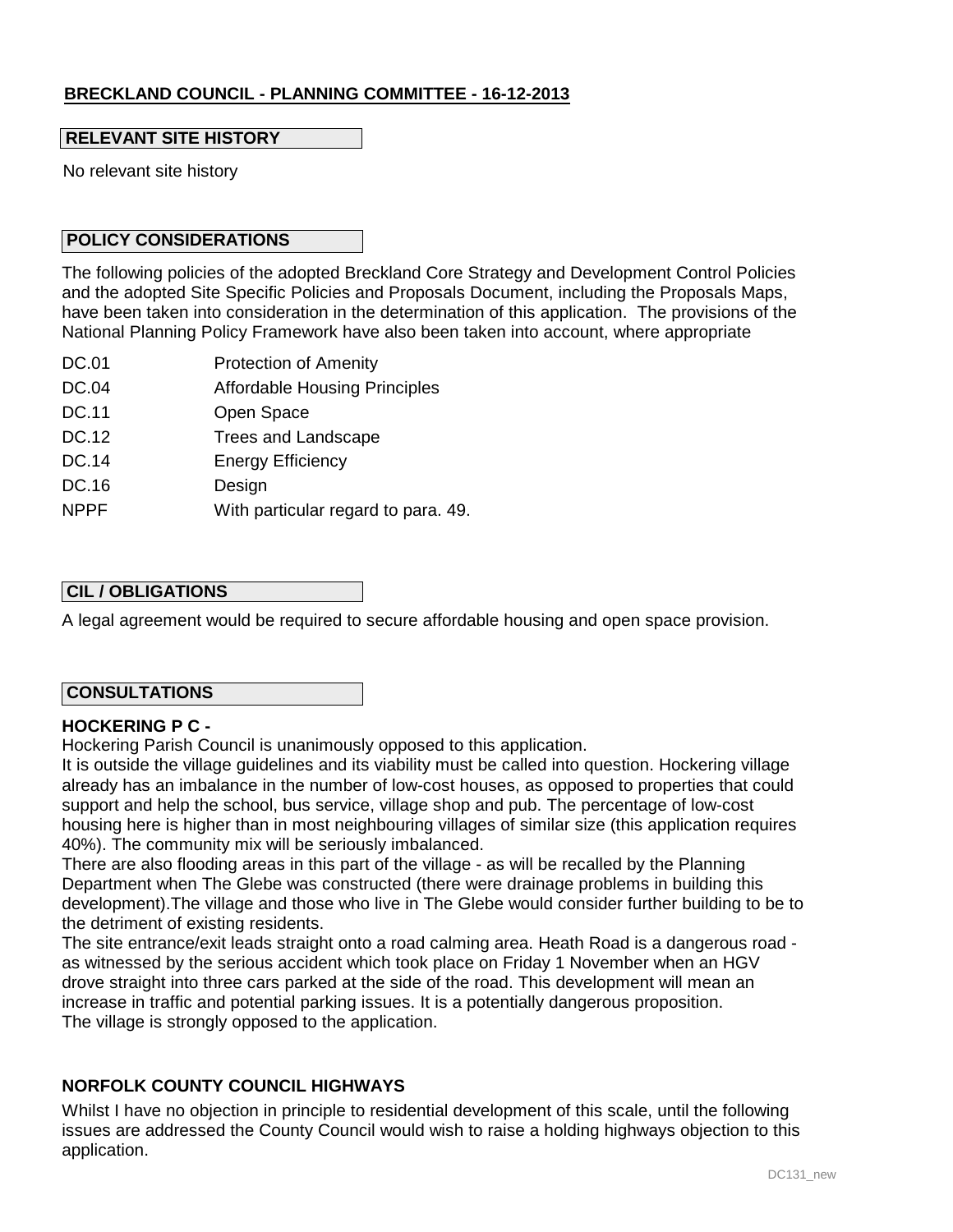**BRECKLAND COUNCIL - PLANNING COMMITTEE - 16-12-2013**

## RELEVANT SITE HISTORY

No relevant site history

## POLICY CONSIDERATIONS

The following policies of the adopted Breckland Core Strategy and Development Control Policies and the adopted Site Specific Policies and Proposals Document, including the Proposals Maps, have been taken into consideration in the determination of this application. The provisions of the National Planning Policy Framework have also been taken into account, where appropriate

| | |
|---|---|
| DC.01 | Protection of Amenity |
| DC.04 | Affordable Housing Principles |
| DC.11 | Open Space |
| DC.12 | Trees and Landscape |
| DC.14 | Energy Efficiency |
| DC.16 | Design |
| NPPF | With particular regard to para. 49. |

## CIL / OBLIGATIONS

A legal agreement would be required to secure affordable housing and open space provision.

## CONSULTATIONS

**HOCKERING P C -**

Hockering Parish Council is unanimously opposed to this application.

It is outside the village guidelines and its viability must be called into question. Hockering village already has an imbalance in the number of low-cost houses, as opposed to properties that could support and help the school, bus service, village shop and pub. The percentage of low-cost housing here is higher than in most neighbouring villages of similar size (this application requires 40%). The community mix will be seriously imbalanced.

There are also flooding areas in this part of the village - as will be recalled by the Planning Department when The Glebe was constructed (there were drainage problems in building this development).The village and those who live in The Glebe would consider further building to be to the detriment of existing residents.

The site entrance/exit leads straight onto a road calming area. Heath Road is a dangerous road - as witnessed by the serious accident which took place on Friday 1 November when an HGV drove straight into three cars parked at the side of the road. This development will mean an increase in traffic and potential parking issues. It is a potentially dangerous proposition.

The village is strongly opposed to the application.

**NORFOLK COUNTY COUNCIL HIGHWAYS**

Whilst I have no objection in principle to residential development of this scale, until the following issues are addressed the County Council would wish to raise a holding highways objection to this application.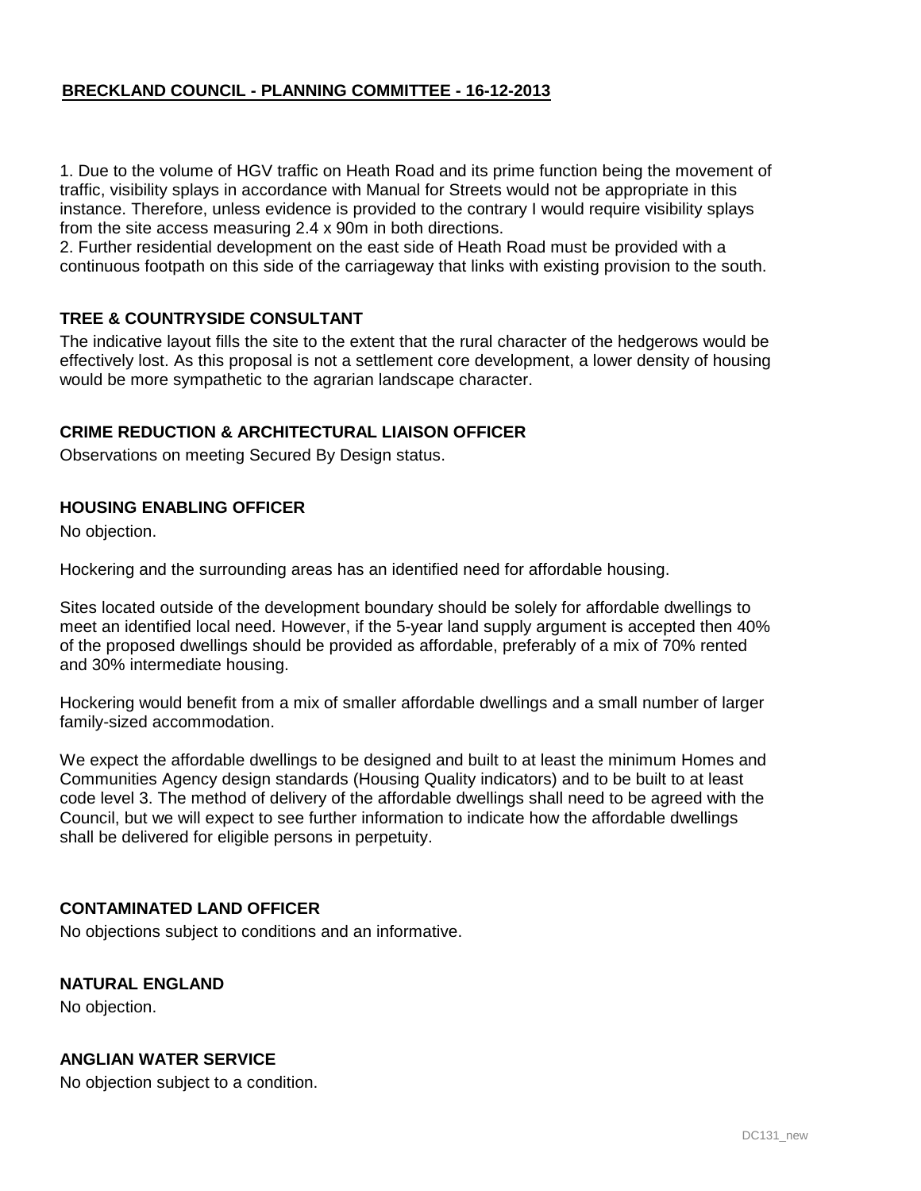1. Due to the volume of HGV traffic on Heath Road and its prime function being the movement of traffic, visibility splays in accordance with Manual for Streets would not be appropriate in this instance. Therefore, unless evidence is provided to the contrary I would require visibility splays from the site access measuring 2.4 x 90m in both directions.
2. Further residential development on the east side of Heath Road must be provided with a continuous footpath on this side of the carriageway that links with existing provision to the south.

### TREE & COUNTRYSIDE CONSULTANT

The indicative layout fills the site to the extent that the rural character of the hedgerows would be effectively lost. As this proposal is not a settlement core development, a lower density of housing would be more sympathetic to the agrarian landscape character.

### CRIME REDUCTION & ARCHITECTURAL LIAISON OFFICER

Observations on meeting Secured By Design status.

### HOUSING ENABLING OFFICER

No objection.

Hockering and the surrounding areas has an identified need for affordable housing.

Sites located outside of the development boundary should be solely for affordable dwellings to meet an identified local need. However, if the 5-year land supply argument is accepted then 40% of the proposed dwellings should be provided as affordable, preferably of a mix of 70% rented and 30% intermediate housing.

Hockering would benefit from a mix of smaller affordable dwellings and a small number of larger family-sized accommodation.

We expect the affordable dwellings to be designed and built to at least the minimum Homes and Communities Agency design standards (Housing Quality indicators) and to be built to at least code level 3. The method of delivery of the affordable dwellings shall need to be agreed with the Council, but we will expect to see further information to indicate how the affordable dwellings shall be delivered for eligible persons in perpetuity.

### CONTAMINATED LAND OFFICER

No objections subject to conditions and an informative.

### NATURAL ENGLAND

No objection.

### ANGLIAN WATER SERVICE

No objection subject to a condition.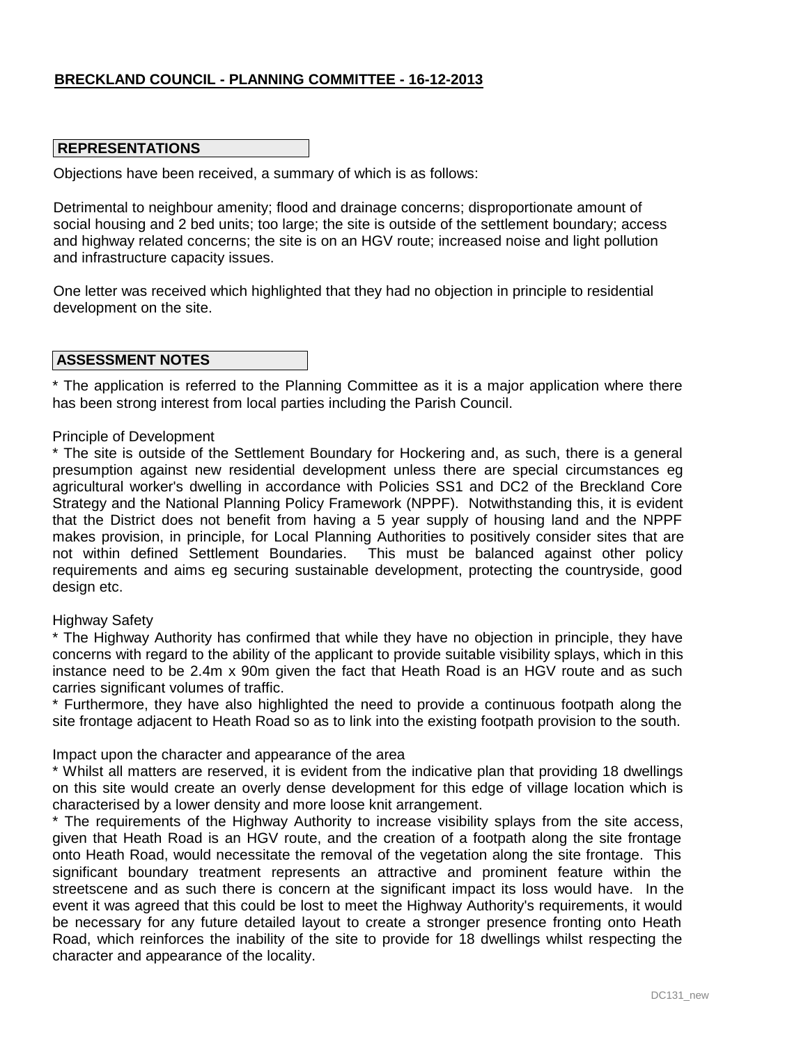**BRECKLAND COUNCIL - PLANNING COMMITTEE - 16-12-2013**

## REPRESENTATIONS

Objections have been received, a summary of which is as follows:

Detrimental to neighbour amenity; flood and drainage concerns; disproportionate amount of social housing and 2 bed units; too large; the site is outside of the settlement boundary; access and highway related concerns; the site is on an HGV route; increased noise and light pollution and infrastructure capacity issues.

One letter was received which highlighted that they had no objection in principle to residential development on the site.

## ASSESSMENT NOTES

* The application is referred to the Planning Committee as it is a major application where there has been strong interest from local parties including the Parish Council.

Principle of Development

* The site is outside of the Settlement Boundary for Hockering and, as such, there is a general presumption against new residential development unless there are special circumstances eg agricultural worker's dwelling in accordance with Policies SS1 and DC2 of the Breckland Core Strategy and the National Planning Policy Framework (NPPF). Notwithstanding this, it is evident that the District does not benefit from having a 5 year supply of housing land and the NPPF makes provision, in principle, for Local Planning Authorities to positively consider sites that are not within defined Settlement Boundaries. This must be balanced against other policy requirements and aims eg securing sustainable development, protecting the countryside, good design etc.

Highway Safety

* The Highway Authority has confirmed that while they have no objection in principle, they have concerns with regard to the ability of the applicant to provide suitable visibility splays, which in this instance need to be 2.4m x 90m given the fact that Heath Road is an HGV route and as such carries significant volumes of traffic.

* Furthermore, they have also highlighted the need to provide a continuous footpath along the site frontage adjacent to Heath Road so as to link into the existing footpath provision to the south.

Impact upon the character and appearance of the area

* Whilst all matters are reserved, it is evident from the indicative plan that providing 18 dwellings on this site would create an overly dense development for this edge of village location which is characterised by a lower density and more loose knit arrangement.

* The requirements of the Highway Authority to increase visibility splays from the site access, given that Heath Road is an HGV route, and the creation of a footpath along the site frontage onto Heath Road, would necessitate the removal of the vegetation along the site frontage. This significant boundary treatment represents an attractive and prominent feature within the streetscene and as such there is concern at the significant impact its loss would have. In the event it was agreed that this could be lost to meet the Highway Authority's requirements, it would be necessary for any future detailed layout to create a stronger presence fronting onto Heath Road, which reinforces the inability of the site to provide for 18 dwellings whilst respecting the character and appearance of the locality.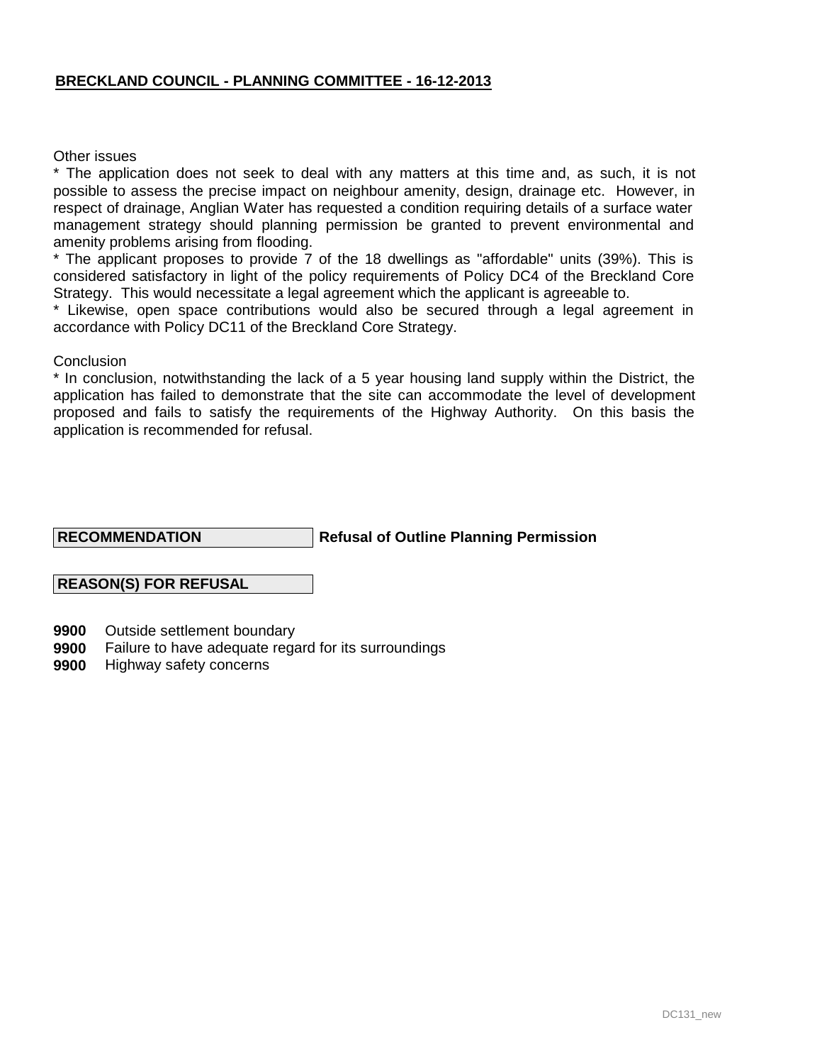Other issues

* The application does not seek to deal with any matters at this time and, as such, it is not possible to assess the precise impact on neighbour amenity, design, drainage etc. However, in respect of drainage, Anglian Water has requested a condition requiring details of a surface water management strategy should planning permission be granted to prevent environmental and amenity problems arising from flooding.
* The applicant proposes to provide 7 of the 18 dwellings as "affordable" units (39%). This is considered satisfactory in light of the policy requirements of Policy DC4 of the Breckland Core Strategy. This would necessitate a legal agreement which the applicant is agreeable to.
* Likewise, open space contributions would also be secured through a legal agreement in accordance with Policy DC11 of the Breckland Core Strategy.

Conclusion

* In conclusion, notwithstanding the lack of a 5 year housing land supply within the District, the application has failed to demonstrate that the site can accommodate the level of development proposed and fails to satisfy the requirements of the Highway Authority. On this basis the application is recommended for refusal.

**RECOMMENDATION** **Refusal of Outline Planning Permission**

**REASON(S) FOR REFUSAL**

**9900** Outside settlement boundary
**9900** Failure to have adequate regard for its surroundings
**9900** Highway safety concerns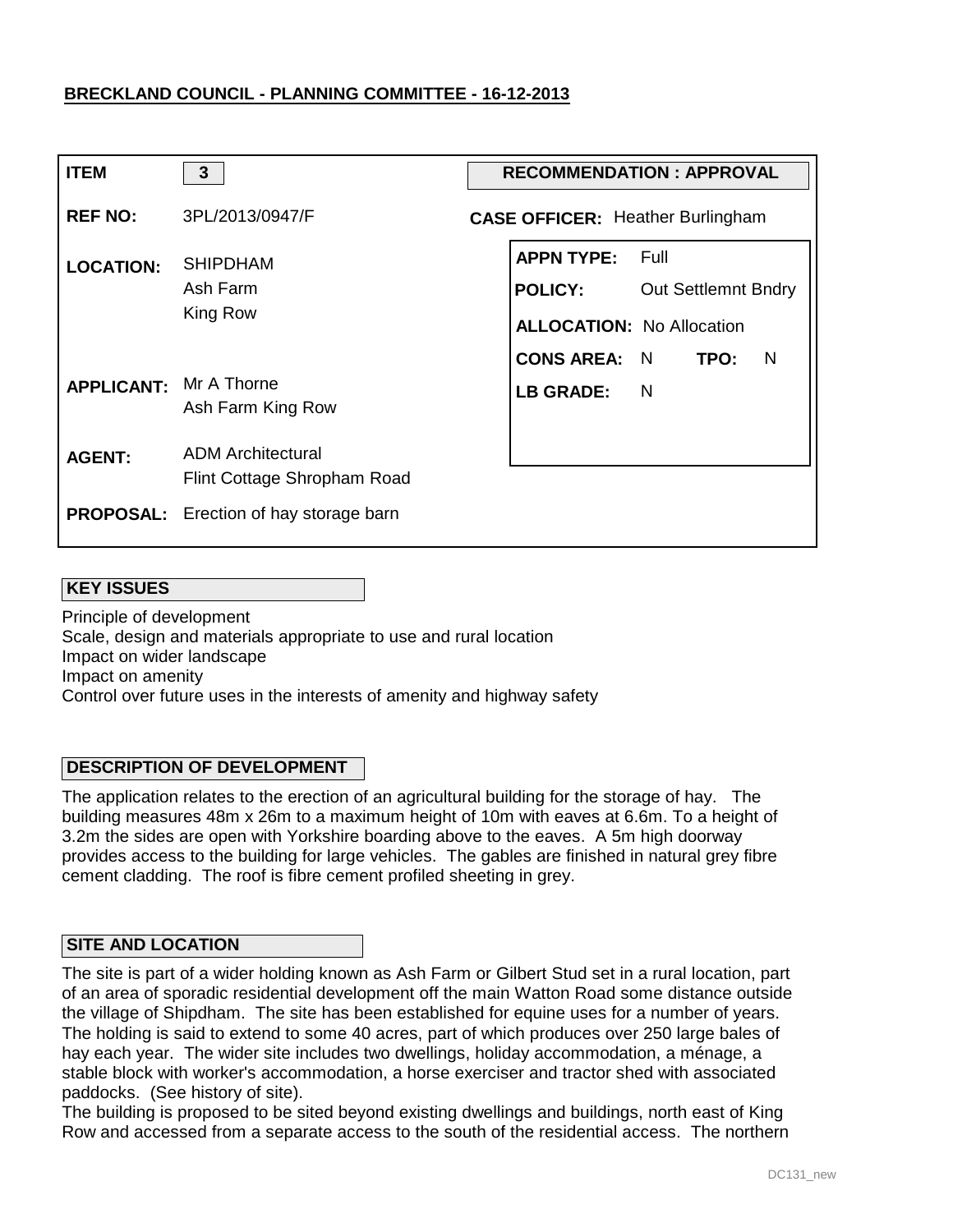**BRECKLAND COUNCIL - PLANNING COMMITTEE - 16-12-2013**

| | | | |
|---|---|---|---|
| **ITEM** | **3** | **RECOMMENDATION : APPROVAL** | |
| **REF NO:** | 3PL/2013/0947/F | **CASE OFFICER:** Heather Burlingham | |
| **LOCATION:** | SHIPDHAM<br>Ash Farm<br>King Row | **APPN TYPE:** | Full |
| | | **POLICY:** | Out Settlemnt Bndry |
| | | **ALLOCATION:** | No Allocation |
| | | **CONS AREA:** N | **TPO:** N |
| **APPLICANT:** | Mr A Thorne<br>Ash Farm King Row | **LB GRADE:** | N |
| **AGENT:** | ADM Architectural<br>Flint Cottage Shropham Road | | |
| **PROPOSAL:** | Erection of hay storage barn | | |

**KEY ISSUES**

Principle of development
Scale, design and materials appropriate to use and rural location
Impact on wider landscape
Impact on amenity
Control over future uses in the interests of amenity and highway safety

**DESCRIPTION OF DEVELOPMENT**

The application relates to the erection of an agricultural building for the storage of hay. The building measures 48m x 26m to a maximum height of 10m with eaves at 6.6m. To a height of 3.2m the sides are open with Yorkshire boarding above to the eaves. A 5m high doorway provides access to the building for large vehicles. The gables are finished in natural grey fibre cement cladding. The roof is fibre cement profiled sheeting in grey.

**SITE AND LOCATION**

The site is part of a wider holding known as Ash Farm or Gilbert Stud set in a rural location, part of an area of sporadic residential development off the main Watton Road some distance outside the village of Shipdham. The site has been established for equine uses for a number of years. The holding is said to extend to some 40 acres, part of which produces over 250 large bales of hay each year. The wider site includes two dwellings, holiday accommodation, a ménage, a stable block with worker's accommodation, a horse exerciser and tractor shed with associated paddocks. (See history of site).
The building is proposed to be sited beyond existing dwellings and buildings, north east of King Row and accessed from a separate access to the south of the residential access. The northern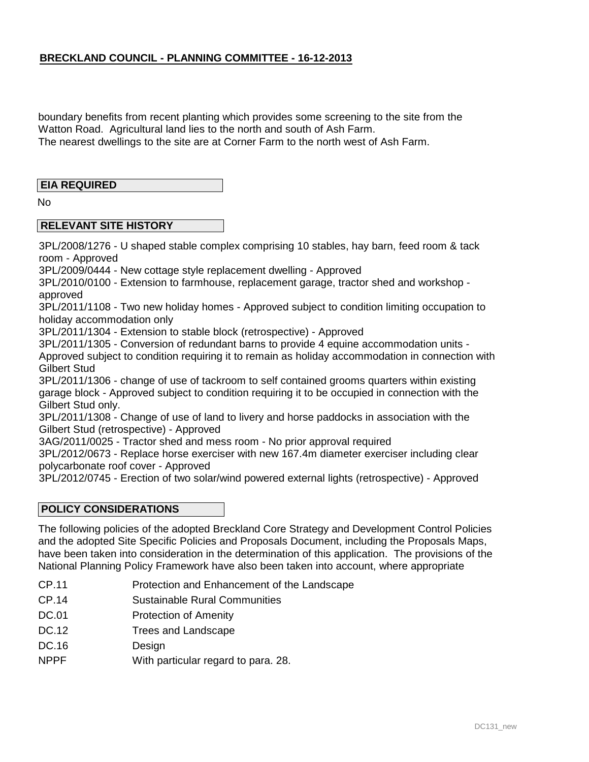boundary benefits from recent planting which provides some screening to the site from the Watton Road. Agricultural land lies to the north and south of Ash Farm.
The nearest dwellings to the site are at Corner Farm to the north west of Ash Farm.

## EIA REQUIRED

No

## RELEVANT SITE HISTORY

3PL/2008/1276 - U shaped stable complex comprising 10 stables, hay barn, feed room & tack room - Approved
3PL/2009/0444 - New cottage style replacement dwelling - Approved
3PL/2010/0100 - Extension to farmhouse, replacement garage, tractor shed and workshop - approved
3PL/2011/1108 - Two new holiday homes - Approved subject to condition limiting occupation to holiday accommodation only
3PL/2011/1304 - Extension to stable block (retrospective) - Approved
3PL/2011/1305 - Conversion of redundant barns to provide 4 equine accommodation units - Approved subject to condition requiring it to remain as holiday accommodation in connection with Gilbert Stud
3PL/2011/1306 - change of use of tackroom to self contained grooms quarters within existing garage block - Approved subject to condition requiring it to be occupied in connection with the Gilbert Stud only.
3PL/2011/1308 - Change of use of land to livery and horse paddocks in association with the Gilbert Stud (retrospective) - Approved
3AG/2011/0025 - Tractor shed and mess room - No prior approval required
3PL/2012/0673 - Replace horse exerciser with new 167.4m diameter exerciser including clear polycarbonate roof cover - Approved
3PL/2012/0745 - Erection of two solar/wind powered external lights (retrospective) - Approved

## POLICY CONSIDERATIONS

The following policies of the adopted Breckland Core Strategy and Development Control Policies and the adopted Site Specific Policies and Proposals Document, including the Proposals Maps, have been taken into consideration in the determination of this application. The provisions of the National Planning Policy Framework have also been taken into account, where appropriate

| | |
|---|---|
| CP.11 | Protection and Enhancement of the Landscape |
| CP.14 | Sustainable Rural Communities |
| DC.01 | Protection of Amenity |
| DC.12 | Trees and Landscape |
| DC.16 | Design |
| NPPF | With particular regard to para. 28. |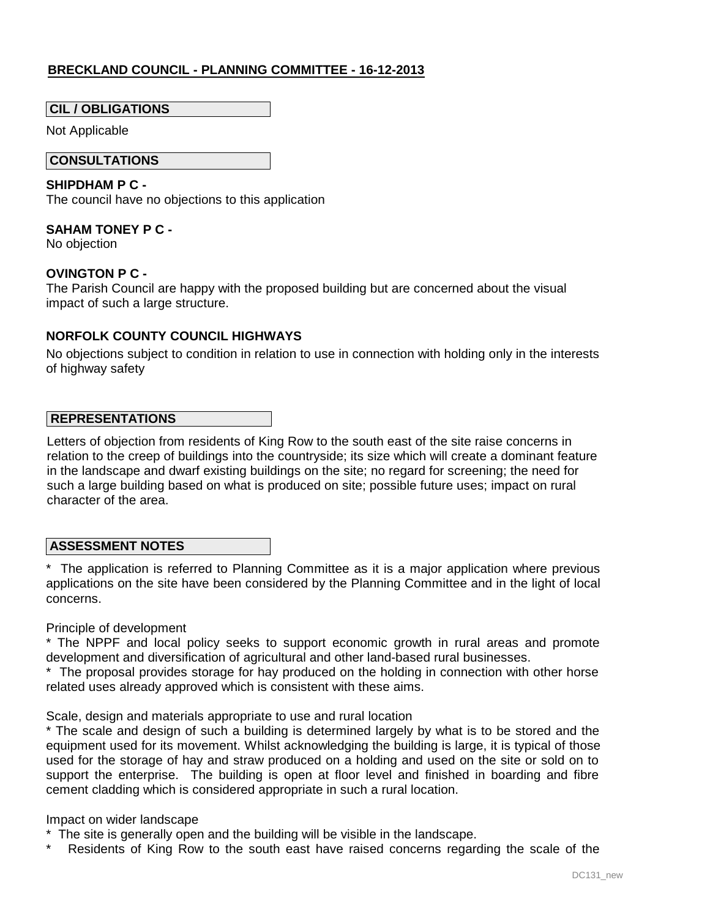**BRECKLAND COUNCIL - PLANNING COMMITTEE - 16-12-2013**

## CIL / OBLIGATIONS

Not Applicable

## CONSULTATIONS

**SHIPDHAM P C -**
The council have no objections to this application

**SAHAM TONEY P C -**
No objection

**OVINGTON P C -**
The Parish Council are happy with the proposed building but are concerned about the visual impact of such a large structure.

**NORFOLK COUNTY COUNCIL HIGHWAYS**

No objections subject to condition in relation to use in connection with holding only in the interests of highway safety

## REPRESENTATIONS

Letters of objection from residents of King Row to the south east of the site raise concerns in relation to the creep of buildings into the countryside; its size which will create a dominant feature in the landscape and dwarf existing buildings on the site; no regard for screening; the need for such a large building based on what is produced on site; possible future uses; impact on rural character of the area.

## ASSESSMENT NOTES

* The application is referred to Planning Committee as it is a major application where previous applications on the site have been considered by the Planning Committee and in the light of local concerns.

Principle of development

* The NPPF and local policy seeks to support economic growth in rural areas and promote development and diversification of agricultural and other land-based rural businesses.
* The proposal provides storage for hay produced on the holding in connection with other horse related uses already approved which is consistent with these aims.

Scale, design and materials appropriate to use and rural location

* The scale and design of such a building is determined largely by what is to be stored and the equipment used for its movement. Whilst acknowledging the building is large, it is typical of those used for the storage of hay and straw produced on a holding and used on the site or sold on to support the enterprise. The building is open at floor level and finished in boarding and fibre cement cladding which is considered appropriate in such a rural location.

Impact on wider landscape

* The site is generally open and the building will be visible in the landscape.
* Residents of King Row to the south east have raised concerns regarding the scale of the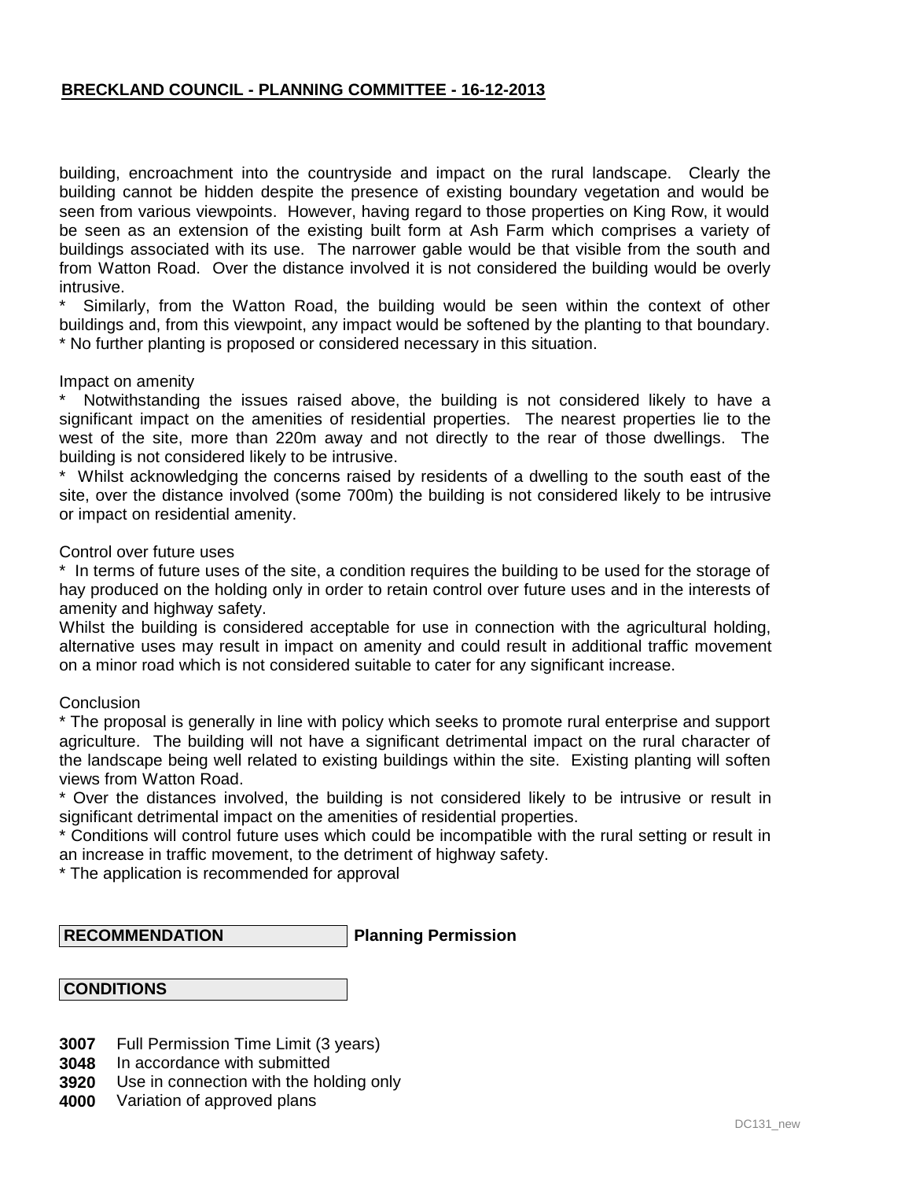building, encroachment into the countryside and impact on the rural landscape. Clearly the building cannot be hidden despite the presence of existing boundary vegetation and would be seen from various viewpoints. However, having regard to those properties on King Row, it would be seen as an extension of the existing built form at Ash Farm which comprises a variety of buildings associated with its use. The narrower gable would be that visible from the south and from Watton Road. Over the distance involved it is not considered the building would be overly intrusive.

\* Similarly, from the Watton Road, the building would be seen within the context of other buildings and, from this viewpoint, any impact would be softened by the planting to that boundary.

\* No further planting is proposed or considered necessary in this situation.

Impact on amenity

\* Notwithstanding the issues raised above, the building is not considered likely to have a significant impact on the amenities of residential properties. The nearest properties lie to the west of the site, more than 220m away and not directly to the rear of those dwellings. The building is not considered likely to be intrusive.

\* Whilst acknowledging the concerns raised by residents of a dwelling to the south east of the site, over the distance involved (some 700m) the building is not considered likely to be intrusive or impact on residential amenity.

Control over future uses

\* In terms of future uses of the site, a condition requires the building to be used for the storage of hay produced on the holding only in order to retain control over future uses and in the interests of amenity and highway safety.

Whilst the building is considered acceptable for use in connection with the agricultural holding, alternative uses may result in impact on amenity and could result in additional traffic movement on a minor road which is not considered suitable to cater for any significant increase.

Conclusion

\* The proposal is generally in line with policy which seeks to promote rural enterprise and support agriculture. The building will not have a significant detrimental impact on the rural character of the landscape being well related to existing buildings within the site. Existing planting will soften views from Watton Road.

\* Over the distances involved, the building is not considered likely to be intrusive or result in significant detrimental impact on the amenities of residential properties.

\* Conditions will control future uses which could be incompatible with the rural setting or result in an increase in traffic movement, to the detriment of highway safety.

\* The application is recommended for approval

**RECOMMENDATION** **Planning Permission**

**CONDITIONS**

**3007** Full Permission Time Limit (3 years)
**3048** In accordance with submitted
**3920** Use in connection with the holding only
**4000** Variation of approved plans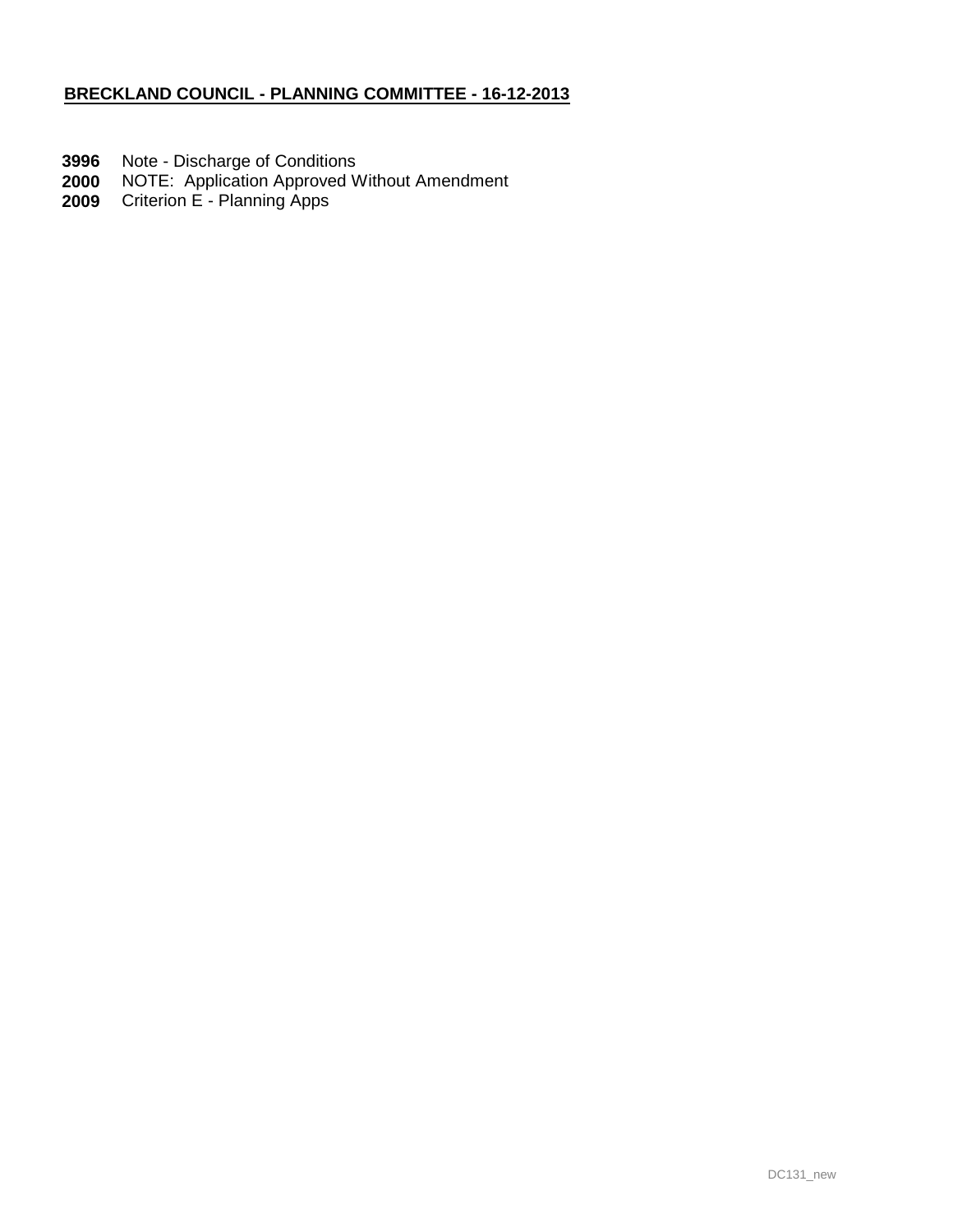**BRECKLAND COUNCIL - PLANNING COMMITTEE - 16-12-2013**

**3996** Note - Discharge of Conditions
**2000** NOTE: Application Approved Without Amendment
**2009** Criterion E - Planning Apps

DC131_new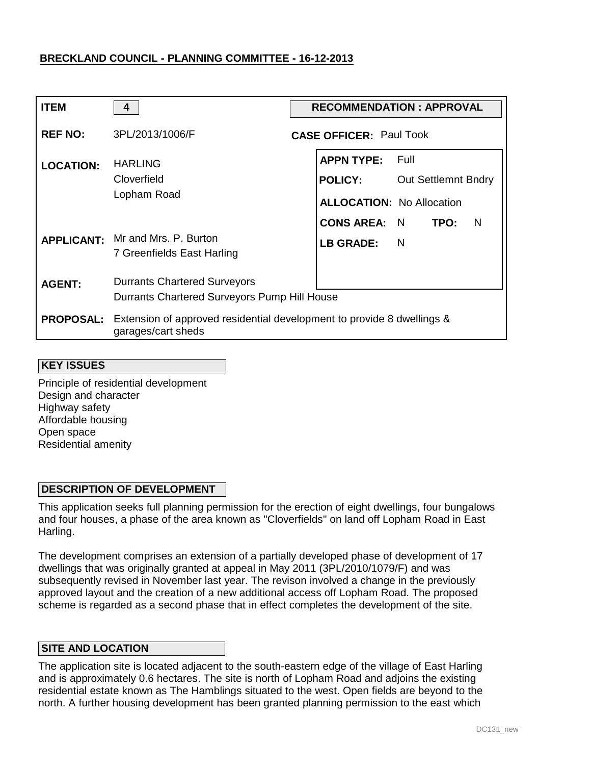**BRECKLAND COUNCIL - PLANNING COMMITTEE - 16-12-2013**

| | | | |
|---|---|---|---|
| **ITEM** | 4 | **RECOMMENDATION : APPROVAL** | |
| **REF NO:** | 3PL/2013/1006/F | **CASE OFFICER:** Paul Took | |
| **LOCATION:** | HARLING<br>Cloverfield<br>Lopham Road | **APPN TYPE:** | Full |
| | | **POLICY:** | Out Settlemnt Bndry |
| | | **ALLOCATION:** | No Allocation |
| | | **CONS AREA:** N | **TPO:** N |
| **APPLICANT:** | Mr and Mrs. P. Burton<br>7 Greenfields East Harling | **LB GRADE:** | N |
| **AGENT:** | Durrants Chartered Surveyors<br>Durrants Chartered Surveyors Pump Hill House | | |
| **PROPOSAL:** | Extension of approved residential development to provide 8 dwellings & garages/cart sheds | | |

**KEY ISSUES**

Principle of residential development
Design and character
Highway safety
Affordable housing
Open space
Residential amenity

**DESCRIPTION OF DEVELOPMENT**

This application seeks full planning permission for the erection of eight dwellings, four bungalows and four houses, a phase of the area known as "Cloverfields" on land off Lopham Road in East Harling.

The development comprises an extension of a partially developed phase of development of 17 dwellings that was originally granted at appeal in May 2011 (3PL/2010/1079/F) and was subsequently revised in November last year. The revison involved a change in the previously approved layout and the creation of a new additional access off Lopham Road. The proposed scheme is regarded as a second phase that in effect completes the development of the site.

**SITE AND LOCATION**

The application site is located adjacent to the south-eastern edge of the village of East Harling and is approximately 0.6 hectares. The site is north of Lopham Road and adjoins the existing residential estate known as The Hamblings situated to the west. Open fields are beyond to the north. A further housing development has been granted planning permission to the east which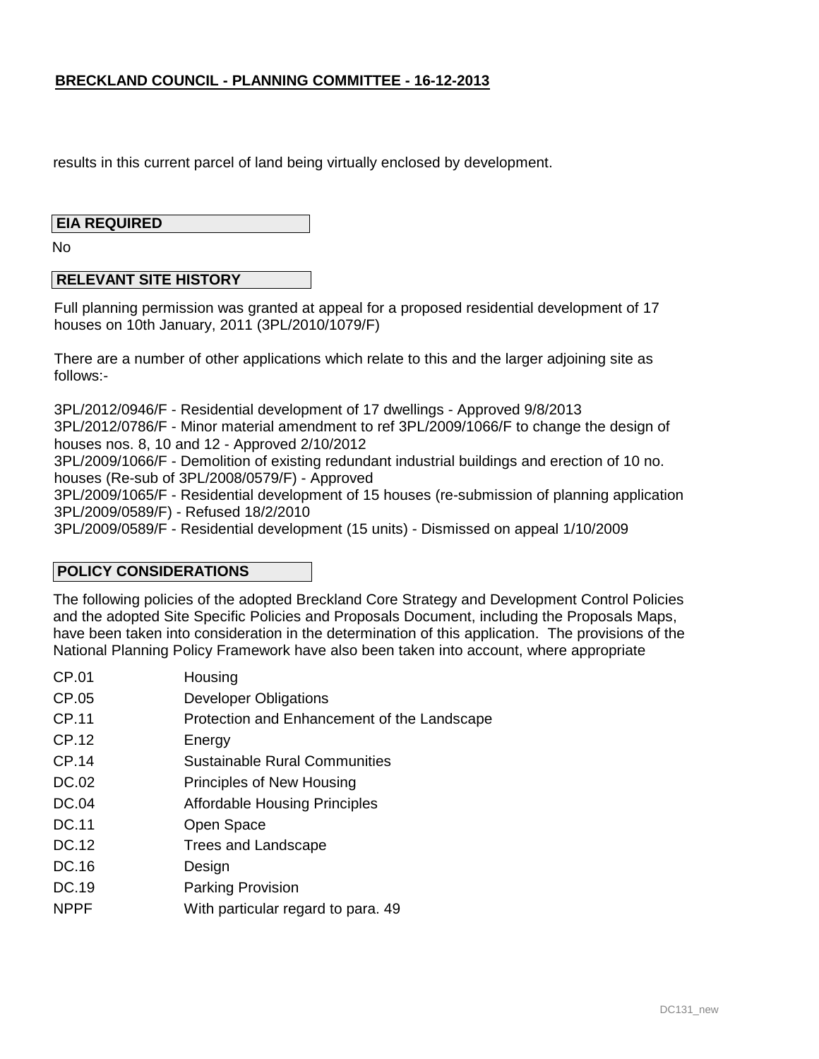results in this current parcel of land being virtually enclosed by development.

**EIA REQUIRED**

No

**RELEVANT SITE HISTORY**

Full planning permission was granted at appeal for a proposed residential development of 17 houses on 10th January, 2011 (3PL/2010/1079/F)

There are a number of other applications which relate to this and the larger adjoining site as follows:-

3PL/2012/0946/F - Residential development of 17 dwellings - Approved 9/8/2013
3PL/2012/0786/F - Minor material amendment to ref 3PL/2009/1066/F to change the design of houses nos. 8, 10 and 12 - Approved 2/10/2012
3PL/2009/1066/F - Demolition of existing redundant industrial buildings and erection of 10 no. houses (Re-sub of 3PL/2008/0579/F) - Approved
3PL/2009/1065/F - Residential development of 15 houses (re-submission of planning application 3PL/2009/0589/F) - Refused 18/2/2010
3PL/2009/0589/F - Residential development (15 units) - Dismissed on appeal 1/10/2009

**POLICY CONSIDERATIONS**

The following policies of the adopted Breckland Core Strategy and Development Control Policies and the adopted Site Specific Policies and Proposals Document, including the Proposals Maps, have been taken into consideration in the determination of this application. The provisions of the National Planning Policy Framework have also been taken into account, where appropriate

| | |
|---|---|
| CP.01 | Housing |
| CP.05 | Developer Obligations |
| CP.11 | Protection and Enhancement of the Landscape |
| CP.12 | Energy |
| CP.14 | Sustainable Rural Communities |
| DC.02 | Principles of New Housing |
| DC.04 | Affordable Housing Principles |
| DC.11 | Open Space |
| DC.12 | Trees and Landscape |
| DC.16 | Design |
| DC.19 | Parking Provision |
| NPPF | With particular regard to para. 49 |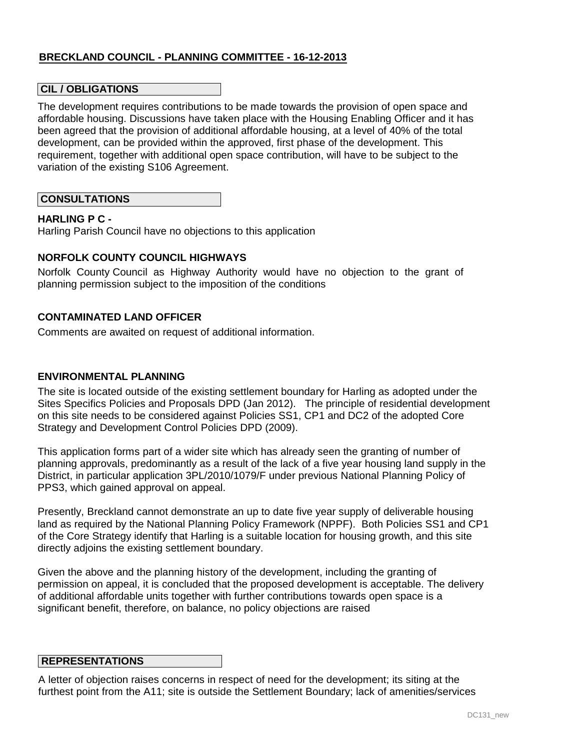**BRECKLAND COUNCIL - PLANNING COMMITTEE - 16-12-2013**

## CIL / OBLIGATIONS

The development requires contributions to be made towards the provision of open space and affordable housing. Discussions have taken place with the Housing Enabling Officer and it has been agreed that the provision of additional affordable housing, at a level of 40% of the total development, can be provided within the approved, first phase of the development. This requirement, together with additional open space contribution, will have to be subject to the variation of the existing S106 Agreement.

## CONSULTATIONS

**HARLING P C -**

Harling Parish Council have no objections to this application

**NORFOLK COUNTY COUNCIL HIGHWAYS**

Norfolk County Council as Highway Authority would have no objection to the grant of planning permission subject to the imposition of the conditions

**CONTAMINATED LAND OFFICER**

Comments are awaited on request of additional information.

**ENVIRONMENTAL PLANNING**

The site is located outside of the existing settlement boundary for Harling as adopted under the Sites Specifics Policies and Proposals DPD (Jan 2012). The principle of residential development on this site needs to be considered against Policies SS1, CP1 and DC2 of the adopted Core Strategy and Development Control Policies DPD (2009).

This application forms part of a wider site which has already seen the granting of number of planning approvals, predominantly as a result of the lack of a five year housing land supply in the District, in particular application 3PL/2010/1079/F under previous National Planning Policy of PPS3, which gained approval on appeal.

Presently, Breckland cannot demonstrate an up to date five year supply of deliverable housing land as required by the National Planning Policy Framework (NPPF). Both Policies SS1 and CP1 of the Core Strategy identify that Harling is a suitable location for housing growth, and this site directly adjoins the existing settlement boundary.

Given the above and the planning history of the development, including the granting of permission on appeal, it is concluded that the proposed development is acceptable. The delivery of additional affordable units together with further contributions towards open space is a significant benefit, therefore, on balance, no policy objections are raised

## REPRESENTATIONS

A letter of objection raises concerns in respect of need for the development; its siting at the furthest point from the A11; site is outside the Settlement Boundary; lack of amenities/services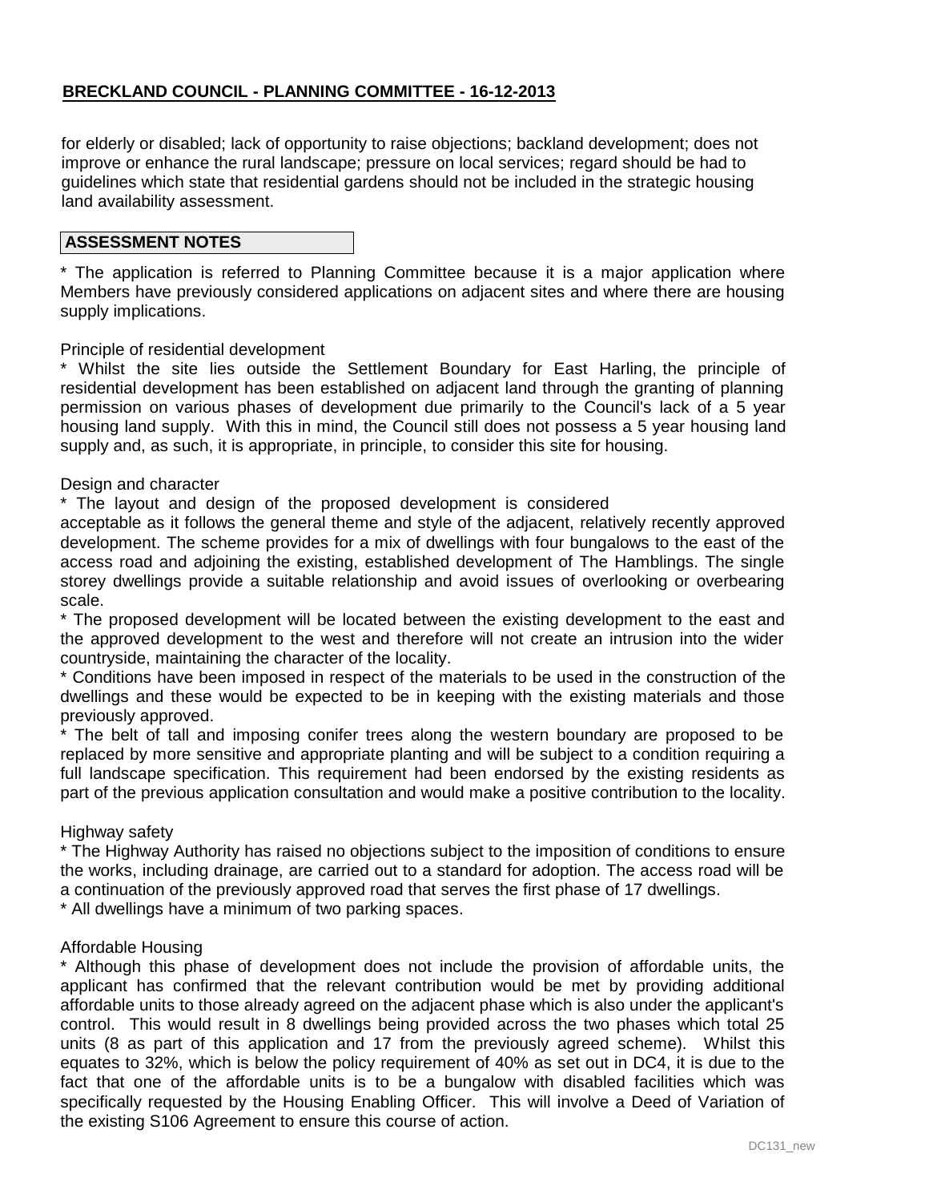for elderly or disabled; lack of opportunity to raise objections; backland development; does not improve or enhance the rural landscape; pressure on local services; regard should be had to guidelines which state that residential gardens should not be included in the strategic housing land availability assessment.

**ASSESSMENT NOTES**

* The application is referred to Planning Committee because it is a major application where Members have previously considered applications on adjacent sites and where there are housing supply implications.

Principle of residential development

* Whilst the site lies outside the Settlement Boundary for East Harling, the principle of residential development has been established on adjacent land through the granting of planning permission on various phases of development due primarily to the Council's lack of a 5 year housing land supply. With this in mind, the Council still does not possess a 5 year housing land supply and, as such, it is appropriate, in principle, to consider this site for housing.

Design and character

* The layout and design of the proposed development is considered acceptable as it follows the general theme and style of the adjacent, relatively recently approved development. The scheme provides for a mix of dwellings with four bungalows to the east of the access road and adjoining the existing, established development of The Hamblings. The single storey dwellings provide a suitable relationship and avoid issues of overlooking or overbearing scale.

* The proposed development will be located between the existing development to the east and the approved development to the west and therefore will not create an intrusion into the wider countryside, maintaining the character of the locality.

* Conditions have been imposed in respect of the materials to be used in the construction of the dwellings and these would be expected to be in keeping with the existing materials and those previously approved.

* The belt of tall and imposing conifer trees along the western boundary are proposed to be replaced by more sensitive and appropriate planting and will be subject to a condition requiring a full landscape specification. This requirement had been endorsed by the existing residents as part of the previous application consultation and would make a positive contribution to the locality.

Highway safety

* The Highway Authority has raised no objections subject to the imposition of conditions to ensure the works, including drainage, are carried out to a standard for adoption. The access road will be a continuation of the previously approved road that serves the first phase of 17 dwellings.

* All dwellings have a minimum of two parking spaces.

Affordable Housing

* Although this phase of development does not include the provision of affordable units, the applicant has confirmed that the relevant contribution would be met by providing additional affordable units to those already agreed on the adjacent phase which is also under the applicant's control. This would result in 8 dwellings being provided across the two phases which total 25 units (8 as part of this application and 17 from the previously agreed scheme). Whilst this equates to 32%, which is below the policy requirement of 40% as set out in DC4, it is due to the fact that one of the affordable units is to be a bungalow with disabled facilities which was specifically requested by the Housing Enabling Officer. This will involve a Deed of Variation of the existing S106 Agreement to ensure this course of action.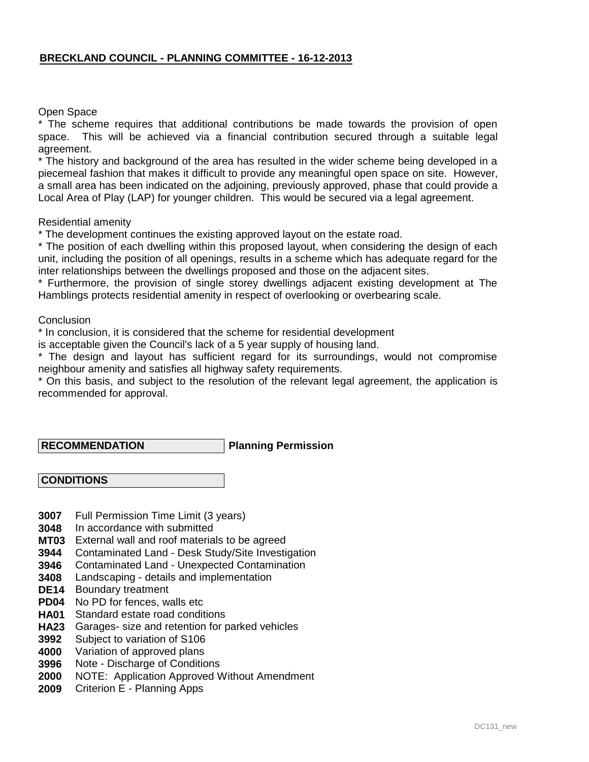**BRECKLAND COUNCIL - PLANNING COMMITTEE - 16-12-2013**

Open Space

* The scheme requires that additional contributions be made towards the provision of open space. This will be achieved via a financial contribution secured through a suitable legal agreement.
* The history and background of the area has resulted in the wider scheme being developed in a piecemeal fashion that makes it difficult to provide any meaningful open space on site. However, a small area has been indicated on the adjoining, previously approved, phase that could provide a Local Area of Play (LAP) for younger children. This would be secured via a legal agreement.

Residential amenity

* The development continues the existing approved layout on the estate road.
* The position of each dwelling within this proposed layout, when considering the design of each unit, including the position of all openings, results in a scheme which has adequate regard for the inter relationships between the dwellings proposed and those on the adjacent sites.
* Furthermore, the provision of single storey dwellings adjacent existing development at The Hamblings protects residential amenity in respect of overlooking or overbearing scale.

Conclusion

* In conclusion, it is considered that the scheme for residential development is acceptable given the Council's lack of a 5 year supply of housing land.
* The design and layout has sufficient regard for its surroundings, would not compromise neighbour amenity and satisfies all highway safety requirements.
* On this basis, and subject to the resolution of the relevant legal agreement, the application is recommended for approval.

**RECOMMENDATION** **Planning Permission**

**CONDITIONS**

**3007** Full Permission Time Limit (3 years)
**3048** In accordance with submitted
**MT03** External wall and roof materials to be agreed
**3944** Contaminated Land - Desk Study/Site Investigation
**3946** Contaminated Land - Unexpected Contamination
**3408** Landscaping - details and implementation
**DE14** Boundary treatment
**PD04** No PD for fences, walls etc
**HA01** Standard estate road conditions
**HA23** Garages- size and retention for parked vehicles
**3992** Subject to variation of S106
**4000** Variation of approved plans
**3996** Note - Discharge of Conditions
**2000** NOTE: Application Approved Without Amendment
**2009** Criterion E - Planning Apps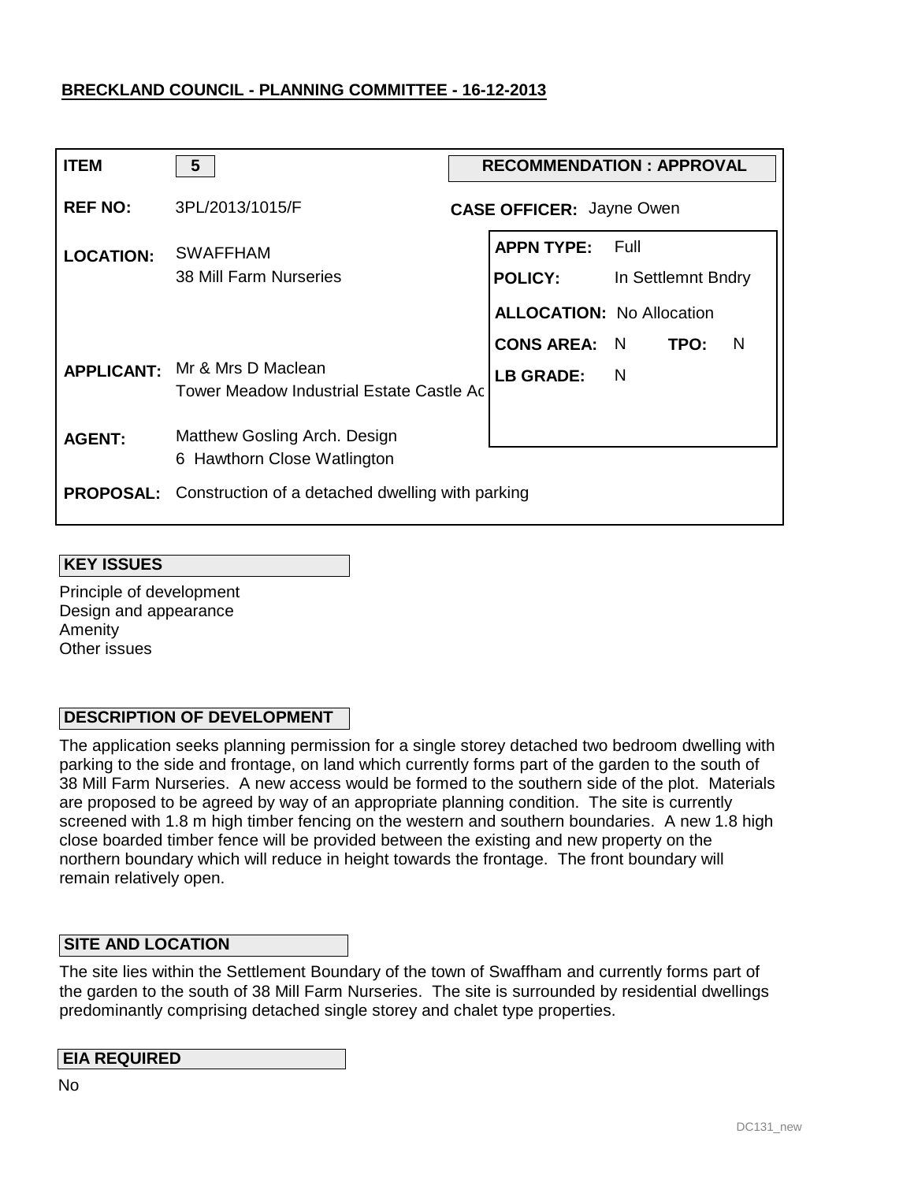**BRECKLAND COUNCIL - PLANNING COMMITTEE - 16-12-2013**

| | | | |
|---|---|---|---|
| **ITEM** | **5** | **RECOMMENDATION : APPROVAL** | |
| **REF NO:** | 3PL/2013/1015/F | **CASE OFFICER:** Jayne Owen | |
| **LOCATION:** | SWAFFHAM<br>38 Mill Farm Nurseries | **APPN TYPE:** | Full |
| | | **POLICY:** | In Settlemnt Bndry |
| | | **ALLOCATION:** | No Allocation |
| | | **CONS AREA:** N | **TPO:** N |
| **APPLICANT:** | Mr & Mrs D Maclean<br>Tower Meadow Industrial Estate Castle Ac | **LB GRADE:** | N |
| **AGENT:** | Matthew Gosling Arch. Design<br>6 Hawthorn Close Watlington | | |
| **PROPOSAL:** | Construction of a detached dwelling with parking | | |

**KEY ISSUES**

Principle of development
Design and appearance
Amenity
Other issues

**DESCRIPTION OF DEVELOPMENT**

The application seeks planning permission for a single storey detached two bedroom dwelling with parking to the side and frontage, on land which currently forms part of the garden to the south of 38 Mill Farm Nurseries. A new access would be formed to the southern side of the plot. Materials are proposed to be agreed by way of an appropriate planning condition. The site is currently screened with 1.8 m high timber fencing on the western and southern boundaries. A new 1.8 high close boarded timber fence will be provided between the existing and new property on the northern boundary which will reduce in height towards the frontage. The front boundary will remain relatively open.

**SITE AND LOCATION**

The site lies within the Settlement Boundary of the town of Swaffham and currently forms part of the garden to the south of 38 Mill Farm Nurseries. The site is surrounded by residential dwellings predominantly comprising detached single storey and chalet type properties.

**EIA REQUIRED**

No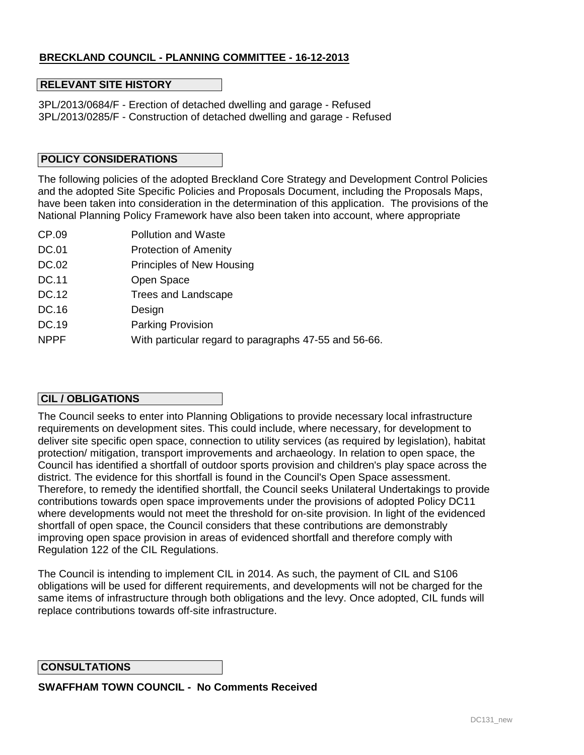**BRECKLAND COUNCIL - PLANNING COMMITTEE - 16-12-2013**

## RELEVANT SITE HISTORY

3PL/2013/0684/F - Erection of detached dwelling and garage - Refused
3PL/2013/0285/F - Construction of detached dwelling and garage - Refused

## POLICY CONSIDERATIONS

The following policies of the adopted Breckland Core Strategy and Development Control Policies and the adopted Site Specific Policies and Proposals Document, including the Proposals Maps, have been taken into consideration in the determination of this application. The provisions of the National Planning Policy Framework have also been taken into account, where appropriate

| | |
|---|---|
| CP.09 | Pollution and Waste |
| DC.01 | Protection of Amenity |
| DC.02 | Principles of New Housing |
| DC.11 | Open Space |
| DC.12 | Trees and Landscape |
| DC.16 | Design |
| DC.19 | Parking Provision |
| NPPF | With particular regard to paragraphs 47-55 and 56-66. |

## CIL / OBLIGATIONS

The Council seeks to enter into Planning Obligations to provide necessary local infrastructure requirements on development sites. This could include, where necessary, for development to deliver site specific open space, connection to utility services (as required by legislation), habitat protection/ mitigation, transport improvements and archaeology. In relation to open space, the Council has identified a shortfall of outdoor sports provision and children's play space across the district. The evidence for this shortfall is found in the Council's Open Space assessment. Therefore, to remedy the identified shortfall, the Council seeks Unilateral Undertakings to provide contributions towards open space improvements under the provisions of adopted Policy DC11 where developments would not meet the threshold for on-site provision. In light of the evidenced shortfall of open space, the Council considers that these contributions are demonstrably improving open space provision in areas of evidenced shortfall and therefore comply with Regulation 122 of the CIL Regulations.

The Council is intending to implement CIL in 2014. As such, the payment of CIL and S106 obligations will be used for different requirements, and developments will not be charged for the same items of infrastructure through both obligations and the levy. Once adopted, CIL funds will replace contributions towards off-site infrastructure.

## CONSULTATIONS

**SWAFFHAM TOWN COUNCIL - No Comments Received**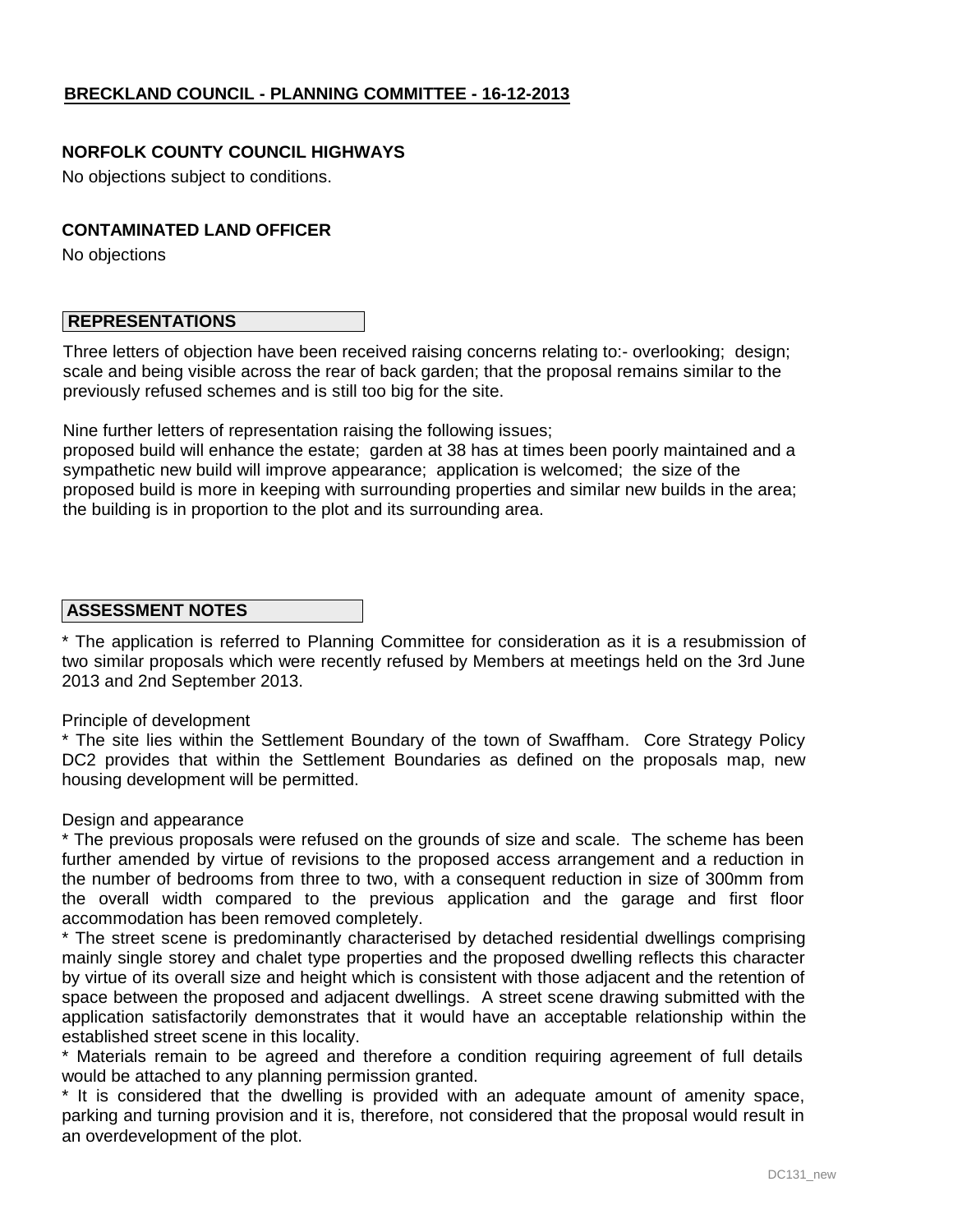**BRECKLAND COUNCIL - PLANNING COMMITTEE - 16-12-2013**

**NORFOLK COUNTY COUNCIL HIGHWAYS**

No objections subject to conditions.

**CONTAMINATED LAND OFFICER**

No objections

**REPRESENTATIONS**

Three letters of objection have been received raising concerns relating to:- overlooking; design; scale and being visible across the rear of back garden; that the proposal remains similar to the previously refused schemes and is still too big for the site.

Nine further letters of representation raising the following issues;
proposed build will enhance the estate; garden at 38 has at times been poorly maintained and a sympathetic new build will improve appearance; application is welcomed; the size of the proposed build is more in keeping with surrounding properties and similar new builds in the area; the building is in proportion to the plot and its surrounding area.

**ASSESSMENT NOTES**

* The application is referred to Planning Committee for consideration as it is a resubmission of two similar proposals which were recently refused by Members at meetings held on the 3rd June 2013 and 2nd September 2013.

Principle of development

* The site lies within the Settlement Boundary of the town of Swaffham. Core Strategy Policy DC2 provides that within the Settlement Boundaries as defined on the proposals map, new housing development will be permitted.

Design and appearance

* The previous proposals were refused on the grounds of size and scale. The scheme has been further amended by virtue of revisions to the proposed access arrangement and a reduction in the number of bedrooms from three to two, with a consequent reduction in size of 300mm from the overall width compared to the previous application and the garage and first floor accommodation has been removed completely.

* The street scene is predominantly characterised by detached residential dwellings comprising mainly single storey and chalet type properties and the proposed dwelling reflects this character by virtue of its overall size and height which is consistent with those adjacent and the retention of space between the proposed and adjacent dwellings. A street scene drawing submitted with the application satisfactorily demonstrates that it would have an acceptable relationship within the established street scene in this locality.

* Materials remain to be agreed and therefore a condition requiring agreement of full details would be attached to any planning permission granted.

* It is considered that the dwelling is provided with an adequate amount of amenity space, parking and turning provision and it is, therefore, not considered that the proposal would result in an overdevelopment of the plot.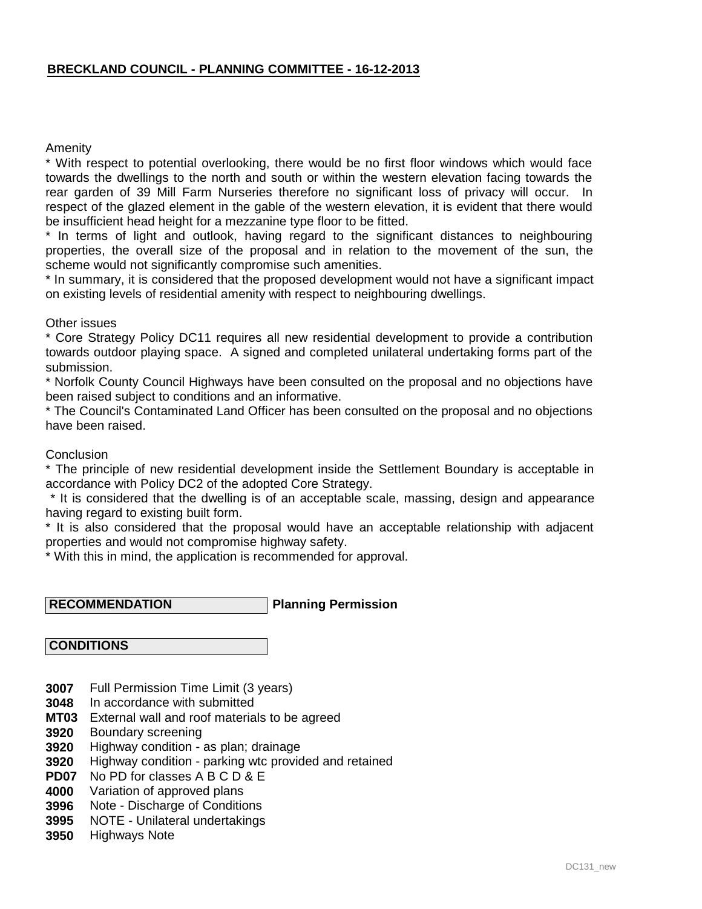Amenity

* With respect to potential overlooking, there would be no first floor windows which would face towards the dwellings to the north and south or within the western elevation facing towards the rear garden of 39 Mill Farm Nurseries therefore no significant loss of privacy will occur. In respect of the glazed element in the gable of the western elevation, it is evident that there would be insufficient head height for a mezzanine type floor to be fitted.
* In terms of light and outlook, having regard to the significant distances to neighbouring properties, the overall size of the proposal and in relation to the movement of the sun, the scheme would not significantly compromise such amenities.
* In summary, it is considered that the proposed development would not have a significant impact on existing levels of residential amenity with respect to neighbouring dwellings.

Other issues

* Core Strategy Policy DC11 requires all new residential development to provide a contribution towards outdoor playing space. A signed and completed unilateral undertaking forms part of the submission.
* Norfolk County Council Highways have been consulted on the proposal and no objections have been raised subject to conditions and an informative.
* The Council's Contaminated Land Officer has been consulted on the proposal and no objections have been raised.

Conclusion

* The principle of new residential development inside the Settlement Boundary is acceptable in accordance with Policy DC2 of the adopted Core Strategy.
* It is considered that the dwelling is of an acceptable scale, massing, design and appearance having regard to existing built form.
* It is also considered that the proposal would have an acceptable relationship with adjacent properties and would not compromise highway safety.
* With this in mind, the application is recommended for approval.

**RECOMMENDATION** **Planning Permission**

**CONDITIONS**

**3007** Full Permission Time Limit (3 years)
**3048** In accordance with submitted
**MT03** External wall and roof materials to be agreed
**3920** Boundary screening
**3920** Highway condition - as plan; drainage
**3920** Highway condition - parking wtc provided and retained
**PD07** No PD for classes A B C D & E
**4000** Variation of approved plans
**3996** Note - Discharge of Conditions
**3995** NOTE - Unilateral undertakings
**3950** Highways Note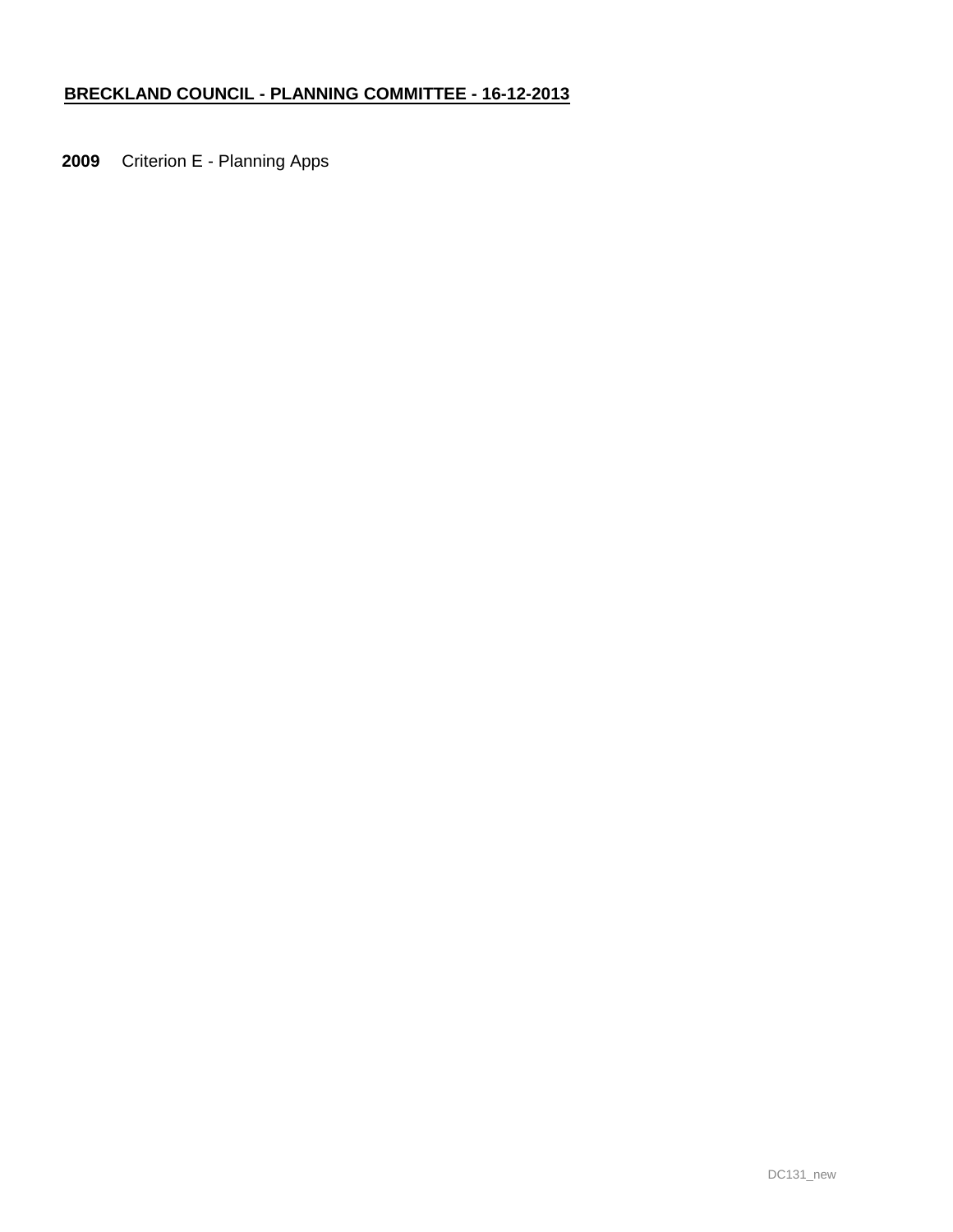**BRECKLAND COUNCIL - PLANNING COMMITTEE - 16-12-2013**

**2009** Criterion E - Planning Apps